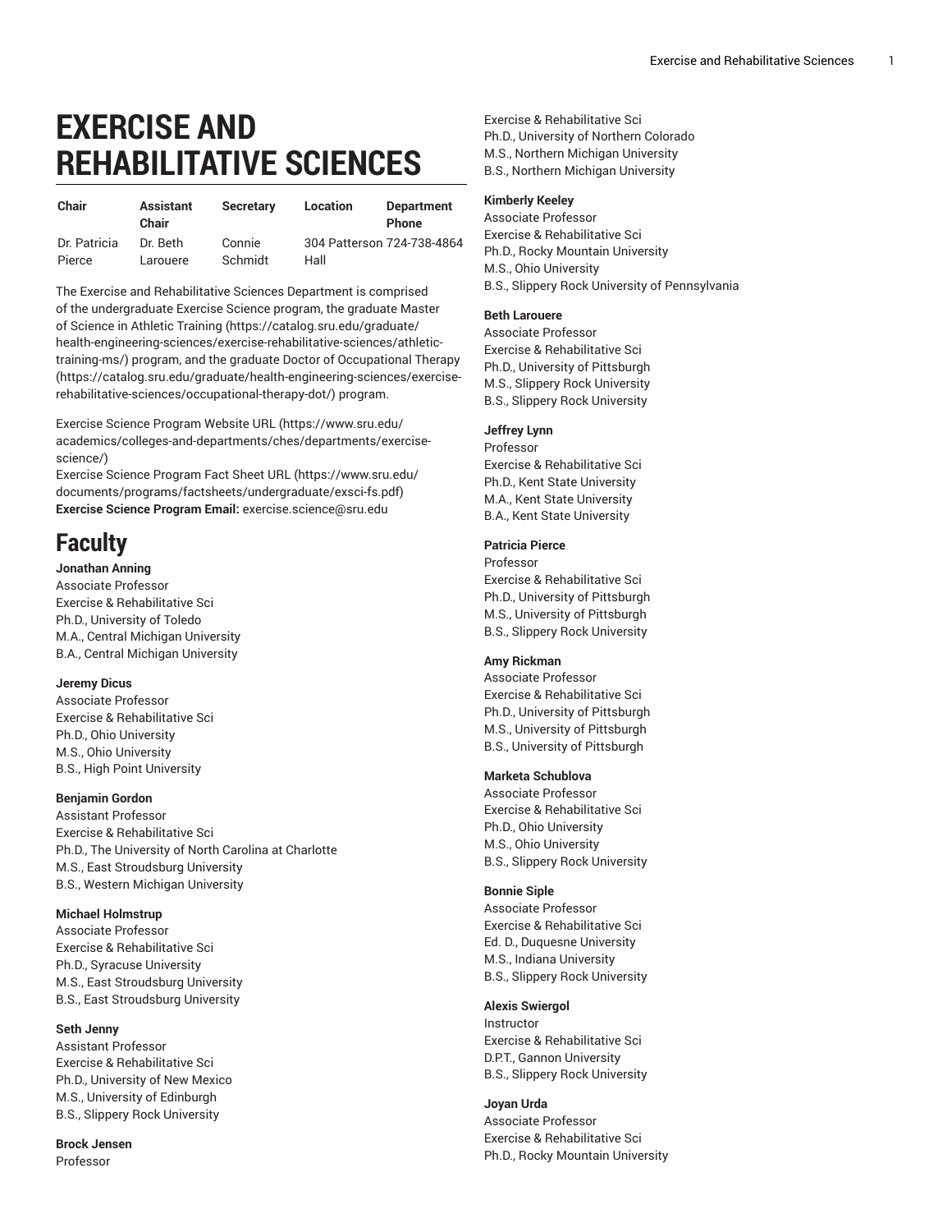# EXERCISE AND REHABILITATIVE SCIENCES

| Chair | Assistant Chair | Secretary | Location | Department Phone |
|---|---|---|---|---|
| Dr. Patricia Pierce | Dr. Beth Larouere | Connie Schmidt | 304 Patterson Hall | 724-738-4864 |

The Exercise and Rehabilitative Sciences Department is comprised of the undergraduate Exercise Science program, the graduate Master of Science in Athletic Training (https://catalog.sru.edu/graduate/health-engineering-sciences/exercise-rehabilitative-sciences/athletic-training-ms/) program, and the graduate Doctor of Occupational Therapy (https://catalog.sru.edu/graduate/health-engineering-sciences/exercise-rehabilitative-sciences/occupational-therapy-dot/) program.

Exercise Science Program Website URL (https://www.sru.edu/academics/colleges-and-departments/ches/departments/exercise-science/)
Exercise Science Program Fact Sheet URL (https://www.sru.edu/documents/programs/factsheets/undergraduate/exsci-fs.pdf)
**Exercise Science Program Email:** exercise.science@sru.edu

## Faculty

**Jonathan Anning**
Associate Professor
Exercise & Rehabilitative Sci
Ph.D., University of Toledo
M.A., Central Michigan University
B.A., Central Michigan University

**Jeremy Dicus**
Associate Professor
Exercise & Rehabilitative Sci
Ph.D., Ohio University
M.S., Ohio University
B.S., High Point University

**Benjamin Gordon**
Assistant Professor
Exercise & Rehabilitative Sci
Ph.D., The University of North Carolina at Charlotte
M.S., East Stroudsburg University
B.S., Western Michigan University

**Michael Holmstrup**
Associate Professor
Exercise & Rehabilitative Sci
Ph.D., Syracuse University
M.S., East Stroudsburg University
B.S., East Stroudsburg University

**Seth Jenny**
Assistant Professor
Exercise & Rehabilitative Sci
Ph.D., University of New Mexico
M.S., University of Edinburgh
B.S., Slippery Rock University

**Brock Jensen**
Professor
Exercise & Rehabilitative Sci
Ph.D., University of Northern Colorado
M.S., Northern Michigan University
B.S., Northern Michigan University

**Kimberly Keeley**
Associate Professor
Exercise & Rehabilitative Sci
Ph.D., Rocky Mountain University
M.S., Ohio University
B.S., Slippery Rock University of Pennsylvania

**Beth Larouere**
Associate Professor
Exercise & Rehabilitative Sci
Ph.D., University of Pittsburgh
M.S., Slippery Rock University
B.S., Slippery Rock University

**Jeffrey Lynn**
Professor
Exercise & Rehabilitative Sci
Ph.D., Kent State University
M.A., Kent State University
B.A., Kent State University

**Patricia Pierce**
Professor
Exercise & Rehabilitative Sci
Ph.D., University of Pittsburgh
M.S., University of Pittsburgh
B.S., Slippery Rock University

**Amy Rickman**
Associate Professor
Exercise & Rehabilitative Sci
Ph.D., University of Pittsburgh
M.S., University of Pittsburgh
B.S., University of Pittsburgh

**Marketa Schublova**
Associate Professor
Exercise & Rehabilitative Sci
Ph.D., Ohio University
M.S., Ohio University
B.S., Slippery Rock University

**Bonnie Siple**
Associate Professor
Exercise & Rehabilitative Sci
Ed. D., Duquesne University
M.S., Indiana University
B.S., Slippery Rock University

**Alexis Swiergol**
Instructor
Exercise & Rehabilitative Sci
D.P.T., Gannon University
B.S., Slippery Rock University

**Joyan Urda**
Associate Professor
Exercise & Rehabilitative Sci
Ph.D., Rocky Mountain University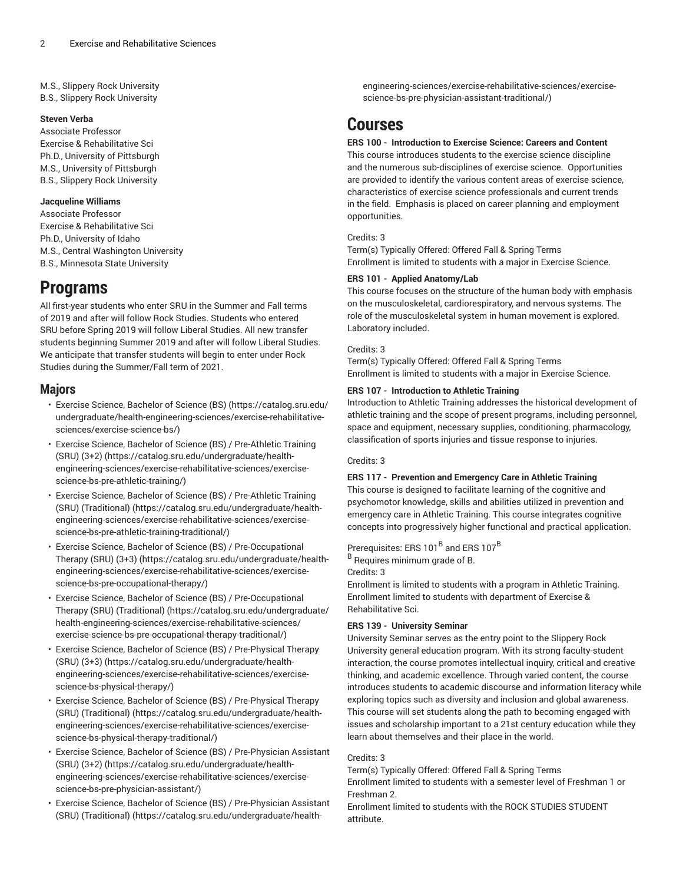M.S., Slippery Rock University
B.S., Slippery Rock University

**Steven Verba**
Associate Professor
Exercise & Rehabilitative Sci
Ph.D., University of Pittsburgh
M.S., University of Pittsburgh
B.S., Slippery Rock University

**Jacqueline Williams**
Associate Professor
Exercise & Rehabilitative Sci
Ph.D., University of Idaho
M.S., Central Washington University
B.S., Minnesota State University

# Programs

All first-year students who enter SRU in the Summer and Fall terms of 2019 and after will follow Rock Studies. Students who entered SRU before Spring 2019 will follow Liberal Studies. All new transfer students beginning Summer 2019 and after will follow Liberal Studies. We anticipate that transfer students will begin to enter under Rock Studies during the Summer/Fall term of 2021.

## Majors

- Exercise Science, Bachelor of Science (BS) (https://catalog.sru.edu/undergraduate/health-engineering-sciences/exercise-rehabilitative-sciences/exercise-science-bs/)
- Exercise Science, Bachelor of Science (BS) / Pre-Athletic Training (SRU) (3+2) (https://catalog.sru.edu/undergraduate/health-engineering-sciences/exercise-rehabilitative-sciences/exercise-science-bs-pre-athletic-training/)
- Exercise Science, Bachelor of Science (BS) / Pre-Athletic Training (SRU) (Traditional) (https://catalog.sru.edu/undergraduate/health-engineering-sciences/exercise-rehabilitative-sciences/exercise-science-bs-pre-athletic-training-traditional/)
- Exercise Science, Bachelor of Science (BS) / Pre-Occupational Therapy (SRU) (3+3) (https://catalog.sru.edu/undergraduate/health-engineering-sciences/exercise-rehabilitative-sciences/exercise-science-bs-pre-occupational-therapy/)
- Exercise Science, Bachelor of Science (BS) / Pre-Occupational Therapy (SRU) (Traditional) (https://catalog.sru.edu/undergraduate/health-engineering-sciences/exercise-rehabilitative-sciences/exercise-science-bs-pre-occupational-therapy-traditional/)
- Exercise Science, Bachelor of Science (BS) / Pre-Physical Therapy (SRU) (3+3) (https://catalog.sru.edu/undergraduate/health-engineering-sciences/exercise-rehabilitative-sciences/exercise-science-bs-physical-therapy/)
- Exercise Science, Bachelor of Science (BS) / Pre-Physical Therapy (SRU) (Traditional) (https://catalog.sru.edu/undergraduate/health-engineering-sciences/exercise-rehabilitative-sciences/exercise-science-bs-physical-therapy-traditional/)
- Exercise Science, Bachelor of Science (BS) / Pre-Physician Assistant (SRU) (3+2) (https://catalog.sru.edu/undergraduate/health-engineering-sciences/exercise-rehabilitative-sciences/exercise-science-bs-pre-physician-assistant/)
- Exercise Science, Bachelor of Science (BS) / Pre-Physician Assistant (SRU) (Traditional) (https://catalog.sru.edu/undergraduate/health-engineering-sciences/exercise-rehabilitative-sciences/exercise-science-bs-pre-physician-assistant-traditional/)

# Courses

**ERS 100 - Introduction to Exercise Science: Careers and Content**
This course introduces students to the exercise science discipline and the numerous sub-disciplines of exercise science. Opportunities are provided to identify the various content areas of exercise science, characteristics of exercise science professionals and current trends in the field. Emphasis is placed on career planning and employment opportunities.

Credits: 3
Term(s) Typically Offered: Offered Fall & Spring Terms
Enrollment is limited to students with a major in Exercise Science.

**ERS 101 - Applied Anatomy/Lab**
This course focuses on the structure of the human body with emphasis on the musculoskeletal, cardiorespiratory, and nervous systems. The role of the musculoskeletal system in human movement is explored. Laboratory included.

Credits: 3
Term(s) Typically Offered: Offered Fall & Spring Terms
Enrollment is limited to students with a major in Exercise Science.

**ERS 107 - Introduction to Athletic Training**
Introduction to Athletic Training addresses the historical development of athletic training and the scope of present programs, including personnel, space and equipment, necessary supplies, conditioning, pharmacology, classification of sports injuries and tissue response to injuries.

Credits: 3

**ERS 117 - Prevention and Emergency Care in Athletic Training**
This course is designed to facilitate learning of the cognitive and psychomotor knowledge, skills and abilities utilized in prevention and emergency care in Athletic Training. This course integrates cognitive concepts into progressively higher functional and practical application.

Prerequisites: ERS 101[B] and ERS 107[B]
[B] Requires minimum grade of B.
Credits: 3
Enrollment is limited to students with a program in Athletic Training.
Enrollment limited to students with department of Exercise & Rehabilitative Sci.

**ERS 139 - University Seminar**
University Seminar serves as the entry point to the Slippery Rock University general education program. With its strong faculty-student interaction, the course promotes intellectual inquiry, critical and creative thinking, and academic excellence. Through varied content, the course introduces students to academic discourse and information literacy while exploring topics such as diversity and inclusion and global awareness. This course will set students along the path to becoming engaged with issues and scholarship important to a 21st century education while they learn about themselves and their place in the world.

Credits: 3
Term(s) Typically Offered: Offered Fall & Spring Terms
Enrollment limited to students with a semester level of Freshman 1 or Freshman 2.
Enrollment limited to students with the ROCK STUDIES STUDENT attribute.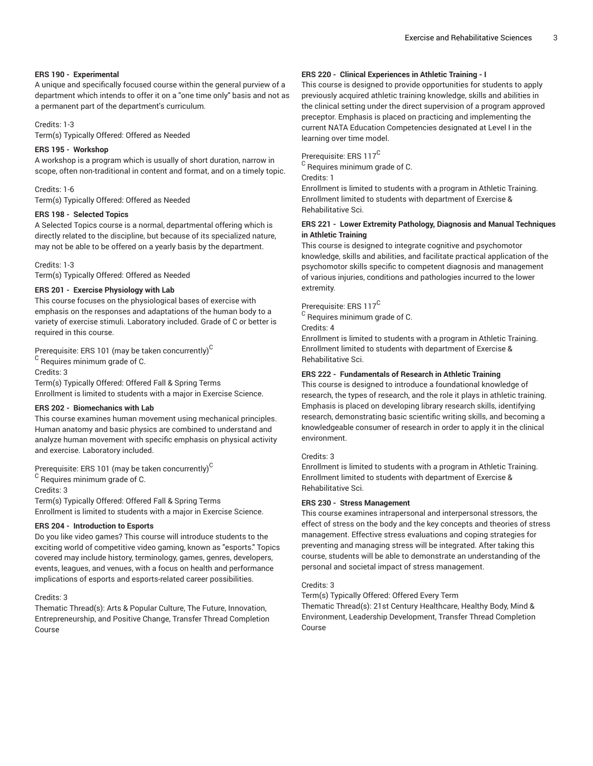**ERS 190 - Experimental**

A unique and specifically focused course within the general purview of a department which intends to offer it on a "one time only" basis and not as a permanent part of the department's curriculum.

Credits: 1-3
Term(s) Typically Offered: Offered as Needed

**ERS 195 - Workshop**

A workshop is a program which is usually of short duration, narrow in scope, often non-traditional in content and format, and on a timely topic.

Credits: 1-6
Term(s) Typically Offered: Offered as Needed

**ERS 198 - Selected Topics**

A Selected Topics course is a normal, departmental offering which is directly related to the discipline, but because of its specialized nature, may not be able to be offered on a yearly basis by the department.

Credits: 1-3
Term(s) Typically Offered: Offered as Needed

**ERS 201 - Exercise Physiology with Lab**

This course focuses on the physiological bases of exercise with emphasis on the responses and adaptations of the human body to a variety of exercise stimuli. Laboratory included. Grade of C or better is required in this course.

Prerequisite: ERS 101 (may be taken concurrently)[C]
[C] Requires minimum grade of C.
Credits: 3
Term(s) Typically Offered: Offered Fall & Spring Terms
Enrollment is limited to students with a major in Exercise Science.

**ERS 202 - Biomechanics with Lab**

This course examines human movement using mechanical principles. Human anatomy and basic physics are combined to understand and analyze human movement with specific emphasis on physical activity and exercise. Laboratory included.

Prerequisite: ERS 101 (may be taken concurrently)[C]
[C] Requires minimum grade of C.
Credits: 3
Term(s) Typically Offered: Offered Fall & Spring Terms
Enrollment is limited to students with a major in Exercise Science.

**ERS 204 - Introduction to Esports**

Do you like video games? This course will introduce students to the exciting world of competitive video gaming, known as "esports." Topics covered may include history, terminology, games, genres, developers, events, leagues, and venues, with a focus on health and performance implications of esports and esports-related career possibilities.

Credits: 3
Thematic Thread(s): Arts & Popular Culture, The Future, Innovation, Entrepreneurship, and Positive Change, Transfer Thread Completion Course

**ERS 220 - Clinical Experiences in Athletic Training - I**

This course is designed to provide opportunities for students to apply previously acquired athletic training knowledge, skills and abilities in the clinical setting under the direct supervision of a program approved preceptor. Emphasis is placed on practicing and implementing the current NATA Education Competencies designated at Level I in the learning over time model.

Prerequisite: ERS 117[C]
[C] Requires minimum grade of C.
Credits: 1
Enrollment is limited to students with a program in Athletic Training.
Enrollment limited to students with department of Exercise & Rehabilitative Sci.

**ERS 221 - Lower Extremity Pathology, Diagnosis and Manual Techniques in Athletic Training**

This course is designed to integrate cognitive and psychomotor knowledge, skills and abilities, and facilitate practical application of the psychomotor skills specific to competent diagnosis and management of various injuries, conditions and pathologies incurred to the lower extremity.

Prerequisite: ERS 117[C]
[C] Requires minimum grade of C.
Credits: 4
Enrollment is limited to students with a program in Athletic Training.
Enrollment limited to students with department of Exercise & Rehabilitative Sci.

**ERS 222 - Fundamentals of Research in Athletic Training**

This course is designed to introduce a foundational knowledge of research, the types of research, and the role it plays in athletic training. Emphasis is placed on developing library research skills, identifying research, demonstrating basic scientific writing skills, and becoming a knowledgeable consumer of research in order to apply it in the clinical environment.

Credits: 3
Enrollment is limited to students with a program in Athletic Training.
Enrollment limited to students with department of Exercise & Rehabilitative Sci.

**ERS 230 - Stress Management**

This course examines intrapersonal and interpersonal stressors, the effect of stress on the body and the key concepts and theories of stress management. Effective stress evaluations and coping strategies for preventing and managing stress will be integrated. After taking this course, students will be able to demonstrate an understanding of the personal and societal impact of stress management.

Credits: 3
Term(s) Typically Offered: Offered Every Term
Thematic Thread(s): 21st Century Healthcare, Healthy Body, Mind & Environment, Leadership Development, Transfer Thread Completion Course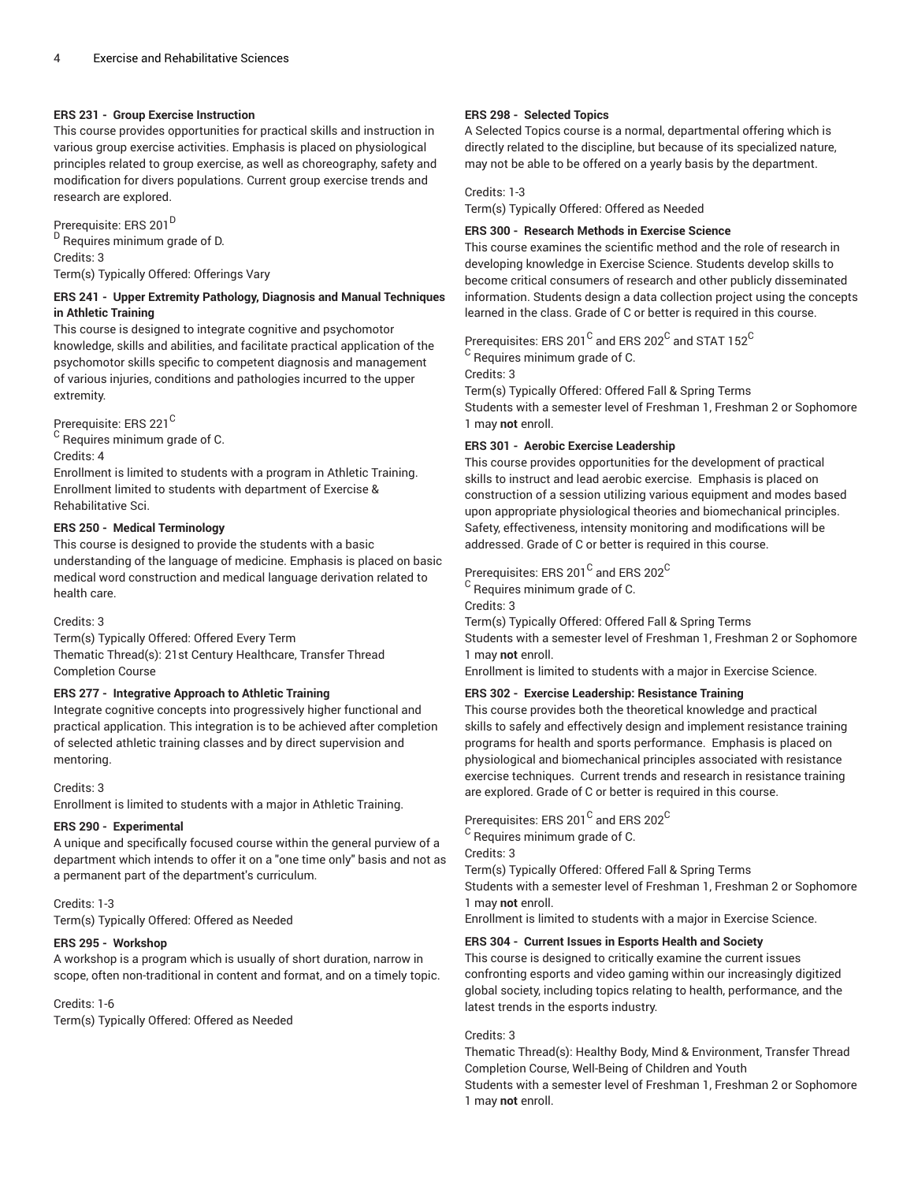**ERS 231 - Group Exercise Instruction**

This course provides opportunities for practical skills and instruction in various group exercise activities. Emphasis is placed on physiological principles related to group exercise, as well as choreography, safety and modification for divers populations. Current group exercise trends and research are explored.

Prerequisite: ERS 201[D]

[D] Requires minimum grade of D.

Credits: 3

Term(s) Typically Offered: Offerings Vary

**ERS 241 - Upper Extremity Pathology, Diagnosis and Manual Techniques in Athletic Training**

This course is designed to integrate cognitive and psychomotor knowledge, skills and abilities, and facilitate practical application of the psychomotor skills specific to competent diagnosis and management of various injuries, conditions and pathologies incurred to the upper extremity.

Prerequisite: ERS 221[C]

[C] Requires minimum grade of C.

Credits: 4

Enrollment is limited to students with a program in Athletic Training.
Enrollment limited to students with department of Exercise & Rehabilitative Sci.

**ERS 250 - Medical Terminology**

This course is designed to provide the students with a basic understanding of the language of medicine. Emphasis is placed on basic medical word construction and medical language derivation related to health care.

Credits: 3

Term(s) Typically Offered: Offered Every Term

Thematic Thread(s): 21st Century Healthcare, Transfer Thread Completion Course

**ERS 277 - Integrative Approach to Athletic Training**

Integrate cognitive concepts into progressively higher functional and practical application. This integration is to be achieved after completion of selected athletic training classes and by direct supervision and mentoring.

Credits: 3

Enrollment is limited to students with a major in Athletic Training.

**ERS 290 - Experimental**

A unique and specifically focused course within the general purview of a department which intends to offer it on a "one time only" basis and not as a permanent part of the department's curriculum.

Credits: 1-3

Term(s) Typically Offered: Offered as Needed

**ERS 295 - Workshop**

A workshop is a program which is usually of short duration, narrow in scope, often non-traditional in content and format, and on a timely topic.

Credits: 1-6

Term(s) Typically Offered: Offered as Needed

**ERS 298 - Selected Topics**

A Selected Topics course is a normal, departmental offering which is directly related to the discipline, but because of its specialized nature, may not be able to be offered on a yearly basis by the department.

Credits: 1-3

Term(s) Typically Offered: Offered as Needed

**ERS 300 - Research Methods in Exercise Science**

This course examines the scientific method and the role of research in developing knowledge in Exercise Science. Students develop skills to become critical consumers of research and other publicly disseminated information. Students design a data collection project using the concepts learned in the class. Grade of C or better is required in this course.

Prerequisites: ERS 201[C] and ERS 202[C] and STAT 152[C]

[C] Requires minimum grade of C.

Credits: 3

Term(s) Typically Offered: Offered Fall & Spring Terms

Students with a semester level of Freshman 1, Freshman 2 or Sophomore 1 may **not** enroll.

**ERS 301 - Aerobic Exercise Leadership**

This course provides opportunities for the development of practical skills to instruct and lead aerobic exercise. Emphasis is placed on construction of a session utilizing various equipment and modes based upon appropriate physiological theories and biomechanical principles. Safety, effectiveness, intensity monitoring and modifications will be addressed. Grade of C or better is required in this course.

Prerequisites: ERS 201[C] and ERS 202[C]

[C] Requires minimum grade of C.

Credits: 3

Term(s) Typically Offered: Offered Fall & Spring Terms

Students with a semester level of Freshman 1, Freshman 2 or Sophomore 1 may **not** enroll.

Enrollment is limited to students with a major in Exercise Science.

**ERS 302 - Exercise Leadership: Resistance Training**

This course provides both the theoretical knowledge and practical skills to safely and effectively design and implement resistance training programs for health and sports performance. Emphasis is placed on physiological and biomechanical principles associated with resistance exercise techniques. Current trends and research in resistance training are explored. Grade of C or better is required in this course.

Prerequisites: ERS 201[C] and ERS 202[C]

[C] Requires minimum grade of C.

Credits: 3

Term(s) Typically Offered: Offered Fall & Spring Terms

Students with a semester level of Freshman 1, Freshman 2 or Sophomore 1 may **not** enroll.

Enrollment is limited to students with a major in Exercise Science.

**ERS 304 - Current Issues in Esports Health and Society**

This course is designed to critically examine the current issues confronting esports and video gaming within our increasingly digitized global society, including topics relating to health, performance, and the latest trends in the esports industry.

Credits: 3

Thematic Thread(s): Healthy Body, Mind & Environment, Transfer Thread Completion Course, Well-Being of Children and Youth

Students with a semester level of Freshman 1, Freshman 2 or Sophomore 1 may **not** enroll.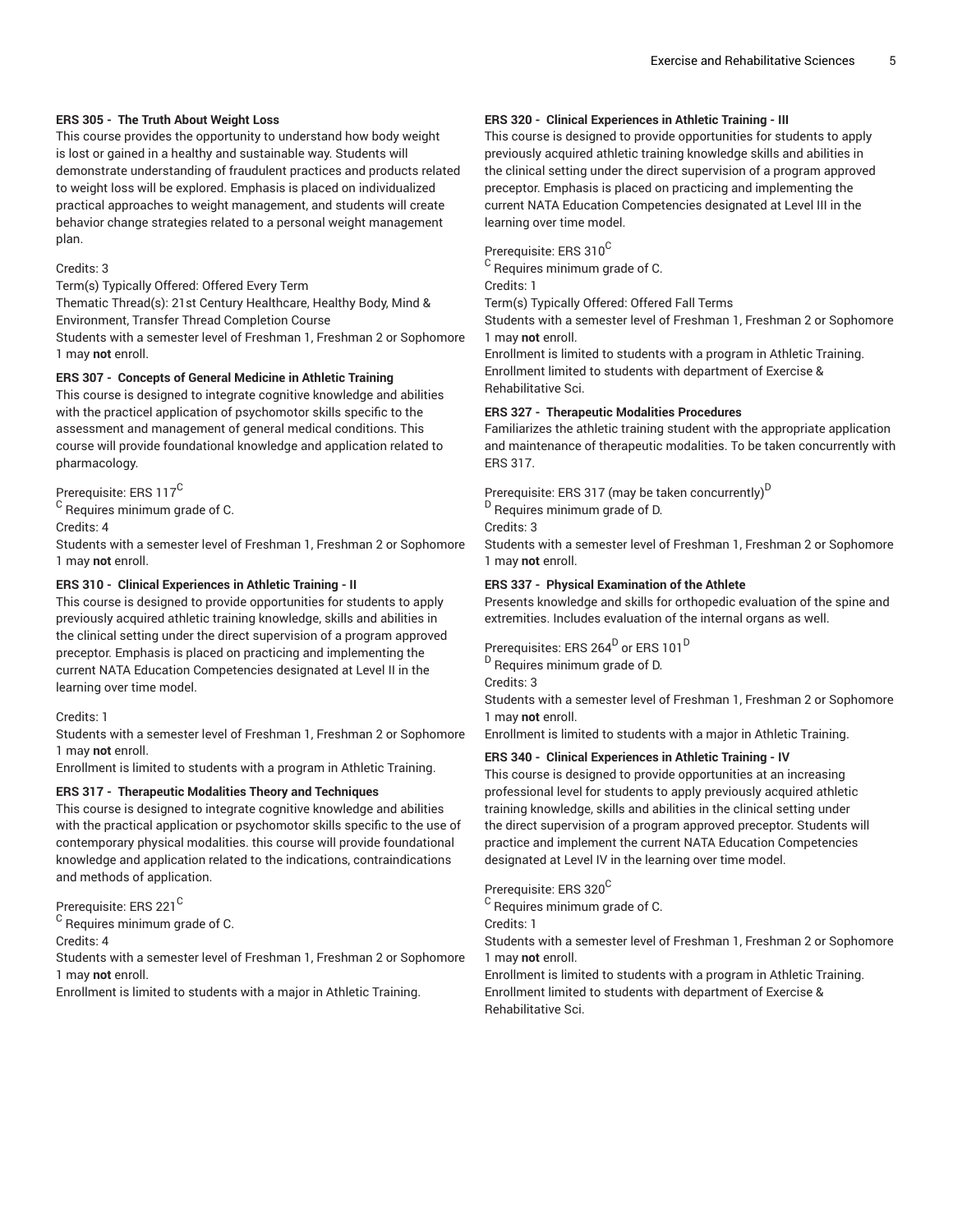### ERS 305 - The Truth About Weight Loss

This course provides the opportunity to understand how body weight is lost or gained in a healthy and sustainable way. Students will demonstrate understanding of fraudulent practices and products related to weight loss will be explored. Emphasis is placed on individualized practical approaches to weight management, and students will create behavior change strategies related to a personal weight management plan.

Credits: 3

Term(s) Typically Offered: Offered Every Term

Thematic Thread(s): 21st Century Healthcare, Healthy Body, Mind & Environment, Transfer Thread Completion Course

Students with a semester level of Freshman 1, Freshman 2 or Sophomore 1 may **not** enroll.

### ERS 307 - Concepts of General Medicine in Athletic Training

This course is designed to integrate cognitive knowledge and abilities with the practicel application of psychomotor skills specific to the assessment and management of general medical conditions. This course will provide foundational knowledge and application related to pharmacology.

Prerequisite: ERS 117[C]

[C] Requires minimum grade of C.

Credits: 4

Students with a semester level of Freshman 1, Freshman 2 or Sophomore 1 may **not** enroll.

### ERS 310 - Clinical Experiences in Athletic Training - II

This course is designed to provide opportunities for students to apply previously acquired athletic training knowledge, skills and abilities in the clinical setting under the direct supervision of a program approved preceptor. Emphasis is placed on practicing and implementing the current NATA Education Competencies designated at Level II in the learning over time model.

Credits: 1

Students with a semester level of Freshman 1, Freshman 2 or Sophomore 1 may **not** enroll.

Enrollment is limited to students with a program in Athletic Training.

### ERS 317 - Therapeutic Modalities Theory and Techniques

This course is designed to integrate cognitive knowledge and abilities with the practical application or psychomotor skills specific to the use of contemporary physical modalities. this course will provide foundational knowledge and application related to the indications, contraindications and methods of application.

Prerequisite: ERS 221[C]

[C] Requires minimum grade of C.

Credits: 4

Students with a semester level of Freshman 1, Freshman 2 or Sophomore 1 may **not** enroll.

Enrollment is limited to students with a major in Athletic Training.

### ERS 320 - Clinical Experiences in Athletic Training - III

This course is designed to provide opportunities for students to apply previously acquired athletic training knowledge skills and abilities in the clinical setting under the direct supervision of a program approved preceptor. Emphasis is placed on practicing and implementing the current NATA Education Competencies designated at Level III in the learning over time model.

Prerequisite: ERS 310[C]

[C] Requires minimum grade of C.

Credits: 1

Term(s) Typically Offered: Offered Fall Terms

Students with a semester level of Freshman 1, Freshman 2 or Sophomore 1 may **not** enroll.

Enrollment is limited to students with a program in Athletic Training.
Enrollment limited to students with department of Exercise & Rehabilitative Sci.

### ERS 327 - Therapeutic Modalities Procedures

Familiarizes the athletic training student with the appropriate application and maintenance of therapeutic modalities. To be taken concurrently with ERS 317.

Prerequisite: ERS 317 (may be taken concurrently)[D]

[D] Requires minimum grade of D.

Credits: 3

Students with a semester level of Freshman 1, Freshman 2 or Sophomore 1 may **not** enroll.

### ERS 337 - Physical Examination of the Athlete

Presents knowledge and skills for orthopedic evaluation of the spine and extremities. Includes evaluation of the internal organs as well.

Prerequisites: ERS 264[D] or ERS 101[D]

[D] Requires minimum grade of D.

Credits: 3

Students with a semester level of Freshman 1, Freshman 2 or Sophomore 1 may **not** enroll.

Enrollment is limited to students with a major in Athletic Training.

### ERS 340 - Clinical Experiences in Athletic Training - IV

This course is designed to provide opportunities at an increasing professional level for students to apply previously acquired athletic training knowledge, skills and abilities in the clinical setting under the direct supervision of a program approved preceptor. Students will practice and implement the current NATA Education Competencies designated at Level IV in the learning over time model.

Prerequisite: ERS 320[C]

[C] Requires minimum grade of C.

Credits: 1

Students with a semester level of Freshman 1, Freshman 2 or Sophomore 1 may **not** enroll.

Enrollment is limited to students with a program in Athletic Training.
Enrollment limited to students with department of Exercise & Rehabilitative Sci.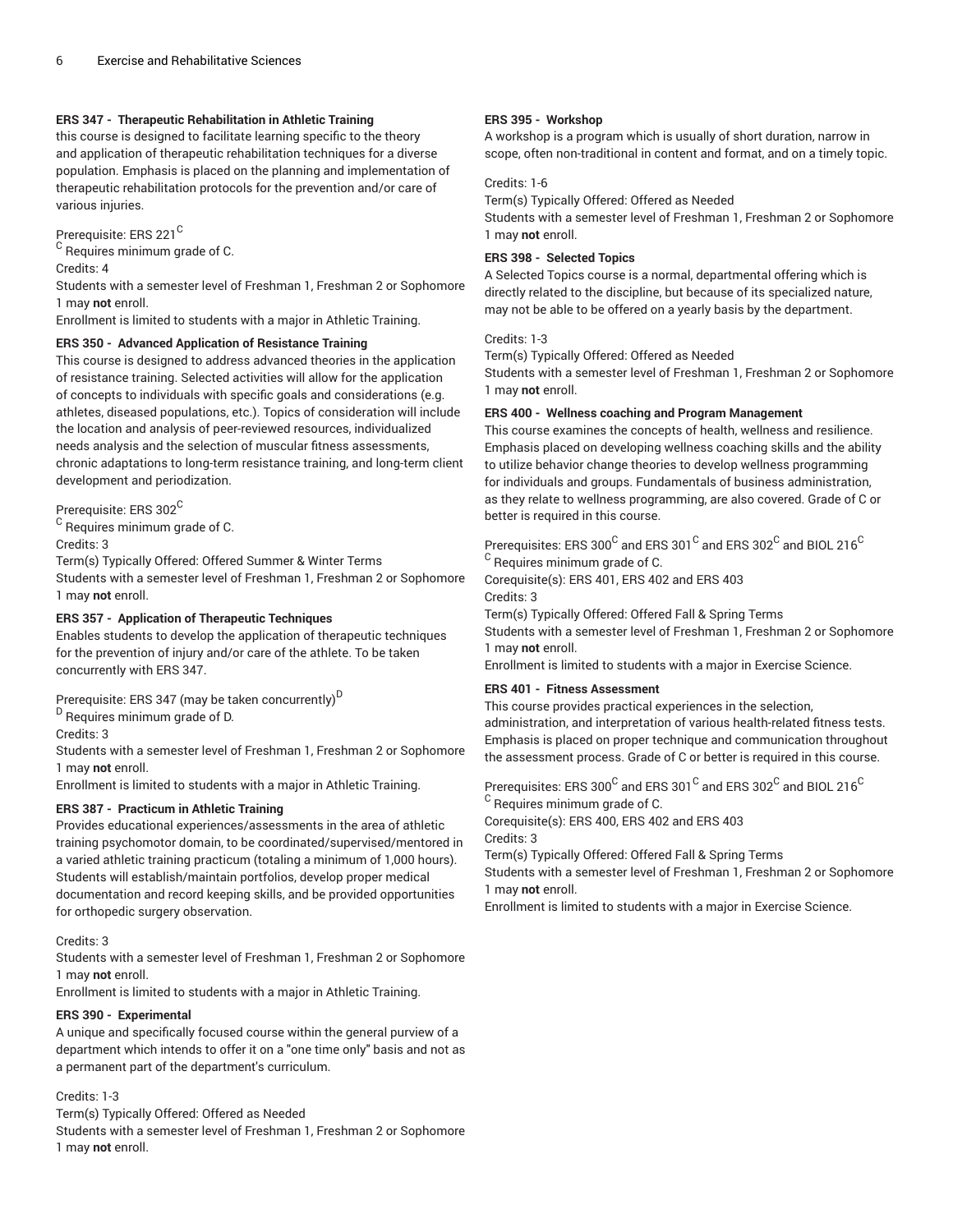**ERS 347 - Therapeutic Rehabilitation in Athletic Training**

this course is designed to facilitate learning specific to the theory and application of therapeutic rehabilitation techniques for a diverse population. Emphasis is placed on the planning and implementation of therapeutic rehabilitation protocols for the prevention and/or care of various injuries.

Prerequisite: ERS 221[C]
[C] Requires minimum grade of C.
Credits: 4
Students with a semester level of Freshman 1, Freshman 2 or Sophomore 1 may **not** enroll.
Enrollment is limited to students with a major in Athletic Training.

**ERS 350 - Advanced Application of Resistance Training**

This course is designed to address advanced theories in the application of resistance training. Selected activities will allow for the application of concepts to individuals with specific goals and considerations (e.g. athletes, diseased populations, etc.). Topics of consideration will include the location and analysis of peer-reviewed resources, individualized needs analysis and the selection of muscular fitness assessments, chronic adaptations to long-term resistance training, and long-term client development and periodization.

Prerequisite: ERS 302[C]
[C] Requires minimum grade of C.
Credits: 3
Term(s) Typically Offered: Offered Summer & Winter Terms
Students with a semester level of Freshman 1, Freshman 2 or Sophomore 1 may **not** enroll.

**ERS 357 - Application of Therapeutic Techniques**

Enables students to develop the application of therapeutic techniques for the prevention of injury and/or care of the athlete. To be taken concurrently with ERS 347.

Prerequisite: ERS 347 (may be taken concurrently)[D]
[D] Requires minimum grade of D.
Credits: 3
Students with a semester level of Freshman 1, Freshman 2 or Sophomore 1 may **not** enroll.
Enrollment is limited to students with a major in Athletic Training.

**ERS 387 - Practicum in Athletic Training**

Provides educational experiences/assessments in the area of athletic training psychomotor domain, to be coordinated/supervised/mentored in a varied athletic training practicum (totaling a minimum of 1,000 hours). Students will establish/maintain portfolios, develop proper medical documentation and record keeping skills, and be provided opportunities for orthopedic surgery observation.

Credits: 3
Students with a semester level of Freshman 1, Freshman 2 or Sophomore 1 may **not** enroll.
Enrollment is limited to students with a major in Athletic Training.

**ERS 390 - Experimental**

A unique and specifically focused course within the general purview of a department which intends to offer it on a "one time only" basis and not as a permanent part of the department's curriculum.

Credits: 1-3
Term(s) Typically Offered: Offered as Needed
Students with a semester level of Freshman 1, Freshman 2 or Sophomore 1 may **not** enroll.

**ERS 395 - Workshop**

A workshop is a program which is usually of short duration, narrow in scope, often non-traditional in content and format, and on a timely topic.

Credits: 1-6
Term(s) Typically Offered: Offered as Needed
Students with a semester level of Freshman 1, Freshman 2 or Sophomore 1 may **not** enroll.

**ERS 398 - Selected Topics**

A Selected Topics course is a normal, departmental offering which is directly related to the discipline, but because of its specialized nature, may not be able to be offered on a yearly basis by the department.

Credits: 1-3
Term(s) Typically Offered: Offered as Needed
Students with a semester level of Freshman 1, Freshman 2 or Sophomore 1 may **not** enroll.

**ERS 400 - Wellness coaching and Program Management**

This course examines the concepts of health, wellness and resilience. Emphasis placed on developing wellness coaching skills and the ability to utilize behavior change theories to develop wellness programming for individuals and groups. Fundamentals of business administration, as they relate to wellness programming, are also covered. Grade of C or better is required in this course.

Prerequisites: ERS 300[C] and ERS 301[C] and ERS 302[C] and BIOL 216[C]
[C] Requires minimum grade of C.
Corequisite(s): ERS 401, ERS 402 and ERS 403
Credits: 3
Term(s) Typically Offered: Offered Fall & Spring Terms
Students with a semester level of Freshman 1, Freshman 2 or Sophomore 1 may **not** enroll.
Enrollment is limited to students with a major in Exercise Science.

**ERS 401 - Fitness Assessment**

This course provides practical experiences in the selection, administration, and interpretation of various health-related fitness tests. Emphasis is placed on proper technique and communication throughout the assessment process. Grade of C or better is required in this course.

Prerequisites: ERS 300[C] and ERS 301[C] and ERS 302[C] and BIOL 216[C]
[C] Requires minimum grade of C.
Corequisite(s): ERS 400, ERS 402 and ERS 403
Credits: 3
Term(s) Typically Offered: Offered Fall & Spring Terms
Students with a semester level of Freshman 1, Freshman 2 or Sophomore 1 may **not** enroll.
Enrollment is limited to students with a major in Exercise Science.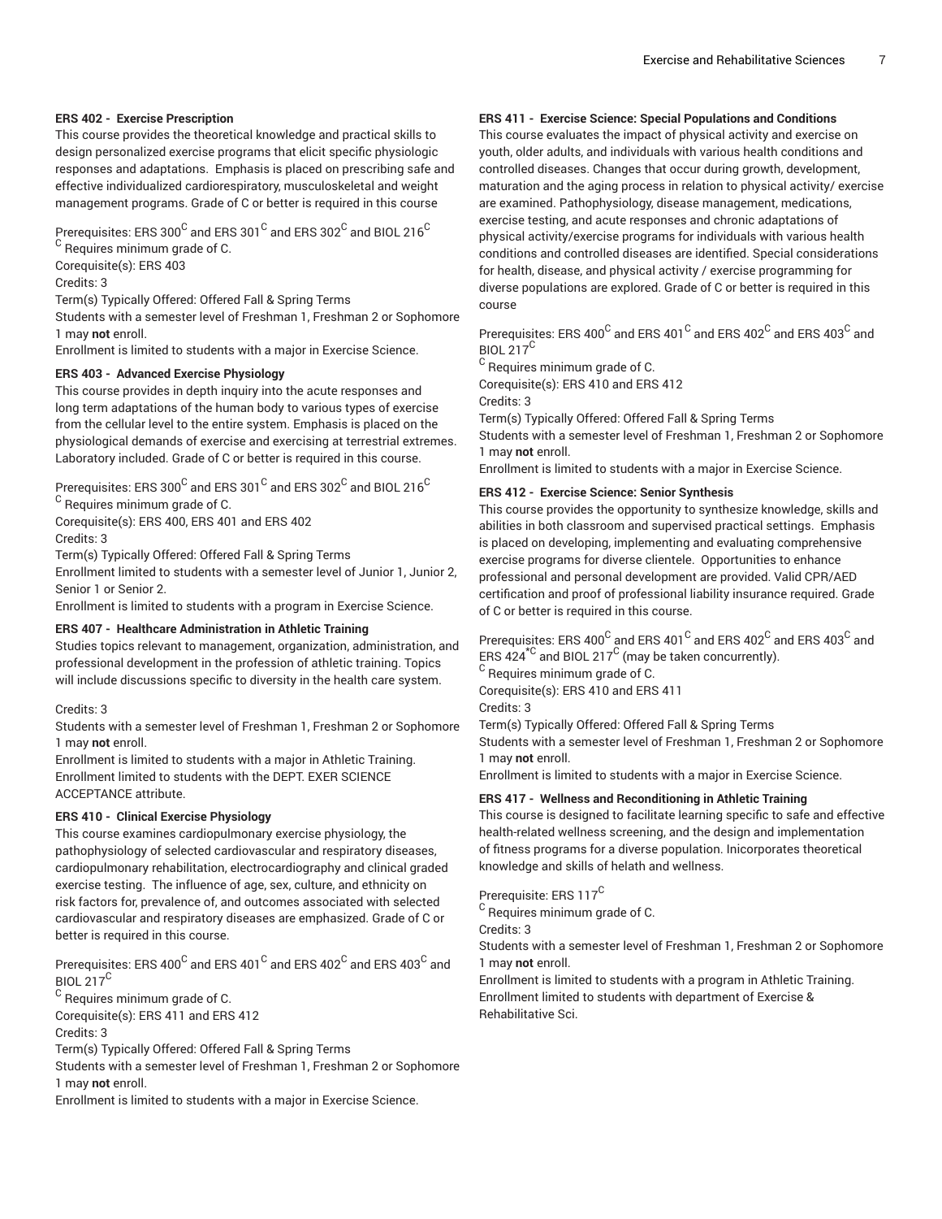### ERS 402 - Exercise Prescription

This course provides the theoretical knowledge and practical skills to design personalized exercise programs that elicit specific physiologic responses and adaptations. Emphasis is placed on prescribing safe and effective individualized cardiorespiratory, musculoskeletal and weight management programs. Grade of C or better is required in this course

Prerequisites: ERS 300$^{C}$ and ERS 301$^{C}$ and ERS 302$^{C}$ and BIOL 216$^{C}$
$^{C}$ Requires minimum grade of C.
Corequisite(s): ERS 403
Credits: 3
Term(s) Typically Offered: Offered Fall & Spring Terms
Students with a semester level of Freshman 1, Freshman 2 or Sophomore 1 may **not** enroll.
Enrollment is limited to students with a major in Exercise Science.

### ERS 403 - Advanced Exercise Physiology

This course provides in depth inquiry into the acute responses and long term adaptations of the human body to various types of exercise from the cellular level to the entire system. Emphasis is placed on the physiological demands of exercise and exercising at terrestrial extremes. Laboratory included. Grade of C or better is required in this course.

Prerequisites: ERS 300$^{C}$ and ERS 301$^{C}$ and ERS 302$^{C}$ and BIOL 216$^{C}$
$^{C}$ Requires minimum grade of C.
Corequisite(s): ERS 400, ERS 401 and ERS 402
Credits: 3
Term(s) Typically Offered: Offered Fall & Spring Terms
Enrollment limited to students with a semester level of Junior 1, Junior 2, Senior 1 or Senior 2.
Enrollment is limited to students with a program in Exercise Science.

### ERS 407 - Healthcare Administration in Athletic Training

Studies topics relevant to management, organization, administration, and professional development in the profession of athletic training. Topics will include discussions specific to diversity in the health care system.

Credits: 3
Students with a semester level of Freshman 1, Freshman 2 or Sophomore 1 may **not** enroll.
Enrollment is limited to students with a major in Athletic Training.
Enrollment limited to students with the DEPT. EXER SCIENCE ACCEPTANCE attribute.

### ERS 410 - Clinical Exercise Physiology

This course examines cardiopulmonary exercise physiology, the pathophysiology of selected cardiovascular and respiratory diseases, cardiopulmonary rehabilitation, electrocardiography and clinical graded exercise testing. The influence of age, sex, culture, and ethnicity on risk factors for, prevalence of, and outcomes associated with selected cardiovascular and respiratory diseases are emphasized. Grade of C or better is required in this course.

Prerequisites: ERS 400$^{C}$ and ERS 401$^{C}$ and ERS 402$^{C}$ and ERS 403$^{C}$ and BIOL 217$^{C}$
$^{C}$ Requires minimum grade of C.
Corequisite(s): ERS 411 and ERS 412
Credits: 3
Term(s) Typically Offered: Offered Fall & Spring Terms
Students with a semester level of Freshman 1, Freshman 2 or Sophomore 1 may **not** enroll.
Enrollment is limited to students with a major in Exercise Science.

### ERS 411 - Exercise Science: Special Populations and Conditions

This course evaluates the impact of physical activity and exercise on youth, older adults, and individuals with various health conditions and controlled diseases. Changes that occur during growth, development, maturation and the aging process in relation to physical activity/ exercise are examined. Pathophysiology, disease management, medications, exercise testing, and acute responses and chronic adaptations of physical activity/exercise programs for individuals with various health conditions and controlled diseases are identified. Special considerations for health, disease, and physical activity / exercise programming for diverse populations are explored. Grade of C or better is required in this course

Prerequisites: ERS 400$^{C}$ and ERS 401$^{C}$ and ERS 402$^{C}$ and ERS 403$^{C}$ and BIOL 217$^{C}$
$^{C}$ Requires minimum grade of C.
Corequisite(s): ERS 410 and ERS 412
Credits: 3
Term(s) Typically Offered: Offered Fall & Spring Terms
Students with a semester level of Freshman 1, Freshman 2 or Sophomore 1 may **not** enroll.
Enrollment is limited to students with a major in Exercise Science.

### ERS 412 - Exercise Science: Senior Synthesis

This course provides the opportunity to synthesize knowledge, skills and abilities in both classroom and supervised practical settings. Emphasis is placed on developing, implementing and evaluating comprehensive exercise programs for diverse clientele. Opportunities to enhance professional and personal development are provided. Valid CPR/AED certification and proof of professional liability insurance required. Grade of C or better is required in this course.

Prerequisites: ERS 400$^{C}$ and ERS 401$^{C}$ and ERS 402$^{C}$ and ERS 403$^{C}$ and ERS 424$^{*C}$ and BIOL 217$^{C}$ (may be taken concurrently).
$^{C}$ Requires minimum grade of C.
Corequisite(s): ERS 410 and ERS 411
Credits: 3
Term(s) Typically Offered: Offered Fall & Spring Terms
Students with a semester level of Freshman 1, Freshman 2 or Sophomore 1 may **not** enroll.
Enrollment is limited to students with a major in Exercise Science.

### ERS 417 - Wellness and Reconditioning in Athletic Training

This course is designed to facilitate learning specific to safe and effective health-related wellness screening, and the design and implementation of fitness programs for a diverse population. Inicorporates theoretical knowledge and skills of helath and wellness.

Prerequisite: ERS 117$^{C}$
$^{C}$ Requires minimum grade of C.
Credits: 3
Students with a semester level of Freshman 1, Freshman 2 or Sophomore 1 may **not** enroll.
Enrollment is limited to students with a program in Athletic Training.
Enrollment limited to students with department of Exercise & Rehabilitative Sci.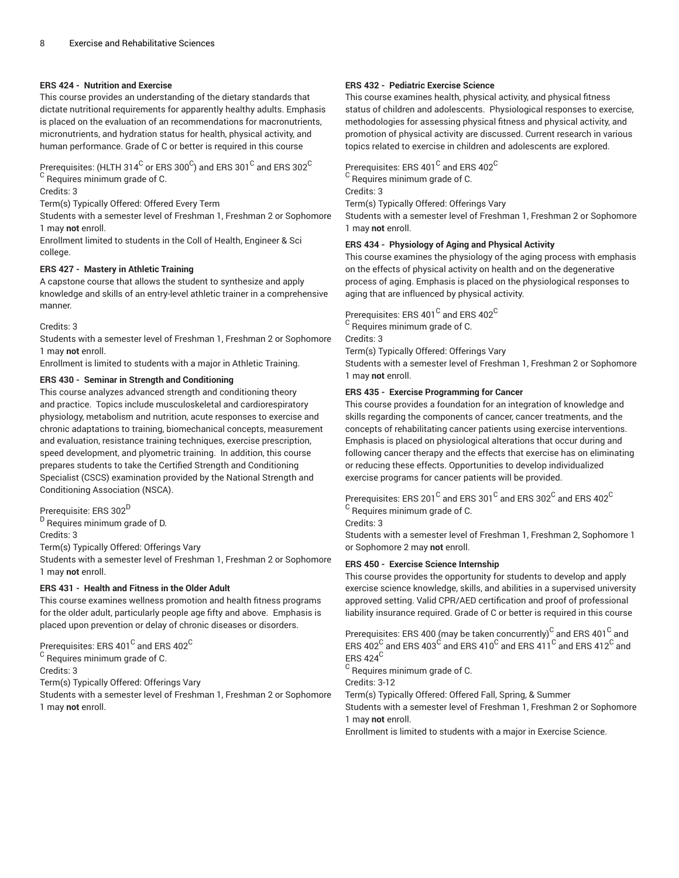**ERS 424 - Nutrition and Exercise**

This course provides an understanding of the dietary standards that dictate nutritional requirements for apparently healthy adults. Emphasis is placed on the evaluation of an recommendations for macronutrients, micronutrients, and hydration status for health, physical activity, and human performance. Grade of C or better is required in this course

Prerequisites: (HLTH 314[C] or ERS 300[C]) and ERS 301[C] and ERS 302[C]
[C] Requires minimum grade of C.
Credits: 3
Term(s) Typically Offered: Offered Every Term
Students with a semester level of Freshman 1, Freshman 2 or Sophomore 1 may **not** enroll.
Enrollment limited to students in the Coll of Health, Engineer & Sci college.

**ERS 427 - Mastery in Athletic Training**

A capstone course that allows the student to synthesize and apply knowledge and skills of an entry-level athletic trainer in a comprehensive manner.

Credits: 3
Students with a semester level of Freshman 1, Freshman 2 or Sophomore 1 may **not** enroll.
Enrollment is limited to students with a major in Athletic Training.

**ERS 430 - Seminar in Strength and Conditioning**

This course analyzes advanced strength and conditioning theory and practice. Topics include musculoskeletal and cardiorespiratory physiology, metabolism and nutrition, acute responses to exercise and chronic adaptations to training, biomechanical concepts, measurement and evaluation, resistance training techniques, exercise prescription, speed development, and plyometric training. In addition, this course prepares students to take the Certified Strength and Conditioning Specialist (CSCS) examination provided by the National Strength and Conditioning Association (NSCA).

Prerequisite: ERS 302[D]
[D] Requires minimum grade of D.
Credits: 3
Term(s) Typically Offered: Offerings Vary
Students with a semester level of Freshman 1, Freshman 2 or Sophomore 1 may **not** enroll.

**ERS 431 - Health and Fitness in the Older Adult**

This course examines wellness promotion and health fitness programs for the older adult, particularly people age fifty and above. Emphasis is placed upon prevention or delay of chronic diseases or disorders.

Prerequisites: ERS 401[C] and ERS 402[C]
[C] Requires minimum grade of C.
Credits: 3
Term(s) Typically Offered: Offerings Vary
Students with a semester level of Freshman 1, Freshman 2 or Sophomore 1 may **not** enroll.

**ERS 432 - Pediatric Exercise Science**

This course examines health, physical activity, and physical fitness status of children and adolescents. Physiological responses to exercise, methodologies for assessing physical fitness and physical activity, and promotion of physical activity are discussed. Current research in various topics related to exercise in children and adolescents are explored.

Prerequisites: ERS 401[C] and ERS 402[C]
[C] Requires minimum grade of C.
Credits: 3
Term(s) Typically Offered: Offerings Vary
Students with a semester level of Freshman 1, Freshman 2 or Sophomore 1 may **not** enroll.

**ERS 434 - Physiology of Aging and Physical Activity**

This course examines the physiology of the aging process with emphasis on the effects of physical activity on health and on the degenerative process of aging. Emphasis is placed on the physiological responses to aging that are influenced by physical activity.

Prerequisites: ERS 401[C] and ERS 402[C]
[C] Requires minimum grade of C.
Credits: 3
Term(s) Typically Offered: Offerings Vary
Students with a semester level of Freshman 1, Freshman 2 or Sophomore 1 may **not** enroll.

**ERS 435 - Exercise Programming for Cancer**

This course provides a foundation for an integration of knowledge and skills regarding the components of cancer, cancer treatments, and the concepts of rehabilitating cancer patients using exercise interventions. Emphasis is placed on physiological alterations that occur during and following cancer therapy and the effects that exercise has on eliminating or reducing these effects. Opportunities to develop individualized exercise programs for cancer patients will be provided.

Prerequisites: ERS 201[C] and ERS 301[C] and ERS 302[C] and ERS 402[C]
[C] Requires minimum grade of C.
Credits: 3
Students with a semester level of Freshman 1, Freshman 2, Sophomore 1 or Sophomore 2 may **not** enroll.

**ERS 450 - Exercise Science Internship**

This course provides the opportunity for students to develop and apply exercise science knowledge, skills, and abilities in a supervised university approved setting. Valid CPR/AED certification and proof of professional liability insurance required. Grade of C or better is required in this course

Prerequisites: ERS 400 (may be taken concurrently)[C] and ERS 401[C] and ERS 402[C] and ERS 403[C] and ERS 410[C] and ERS 411[C] and ERS 412[C] and ERS 424[C]
[C] Requires minimum grade of C.
Credits: 3-12
Term(s) Typically Offered: Offered Fall, Spring, & Summer
Students with a semester level of Freshman 1, Freshman 2 or Sophomore 1 may **not** enroll.
Enrollment is limited to students with a major in Exercise Science.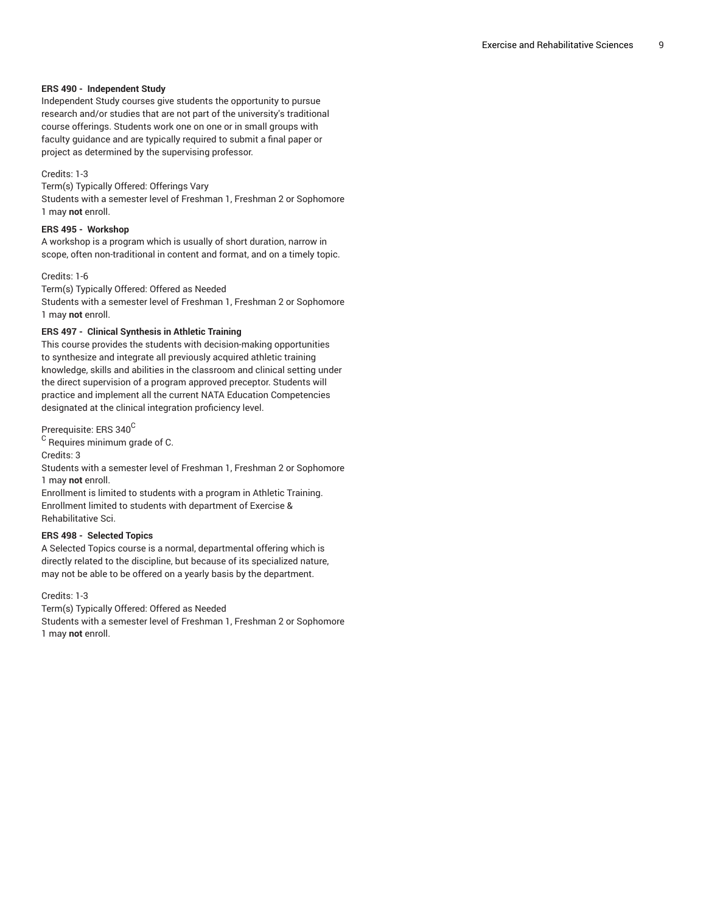**ERS 490 - Independent Study**
Independent Study courses give students the opportunity to pursue research and/or studies that are not part of the university's traditional course offerings. Students work one on one or in small groups with faculty guidance and are typically required to submit a final paper or project as determined by the supervising professor.

Credits: 1-3
Term(s) Typically Offered: Offerings Vary
Students with a semester level of Freshman 1, Freshman 2 or Sophomore 1 may **not** enroll.

**ERS 495 - Workshop**
A workshop is a program which is usually of short duration, narrow in scope, often non-traditional in content and format, and on a timely topic.

Credits: 1-6
Term(s) Typically Offered: Offered as Needed
Students with a semester level of Freshman 1, Freshman 2 or Sophomore 1 may **not** enroll.

**ERS 497 - Clinical Synthesis in Athletic Training**
This course provides the students with decision-making opportunities to synthesize and integrate all previously acquired athletic training knowledge, skills and abilities in the classroom and clinical setting under the direct supervision of a program approved preceptor. Students will practice and implement all the current NATA Education Competencies designated at the clinical integration proficiency level.

Prerequisite: ERS 340[C]
[C] Requires minimum grade of C.
Credits: 3
Students with a semester level of Freshman 1, Freshman 2 or Sophomore 1 may **not** enroll.
Enrollment is limited to students with a program in Athletic Training.
Enrollment limited to students with department of Exercise & Rehabilitative Sci.

**ERS 498 - Selected Topics**
A Selected Topics course is a normal, departmental offering which is directly related to the discipline, but because of its specialized nature, may not be able to be offered on a yearly basis by the department.

Credits: 1-3
Term(s) Typically Offered: Offered as Needed
Students with a semester level of Freshman 1, Freshman 2 or Sophomore 1 may **not** enroll.